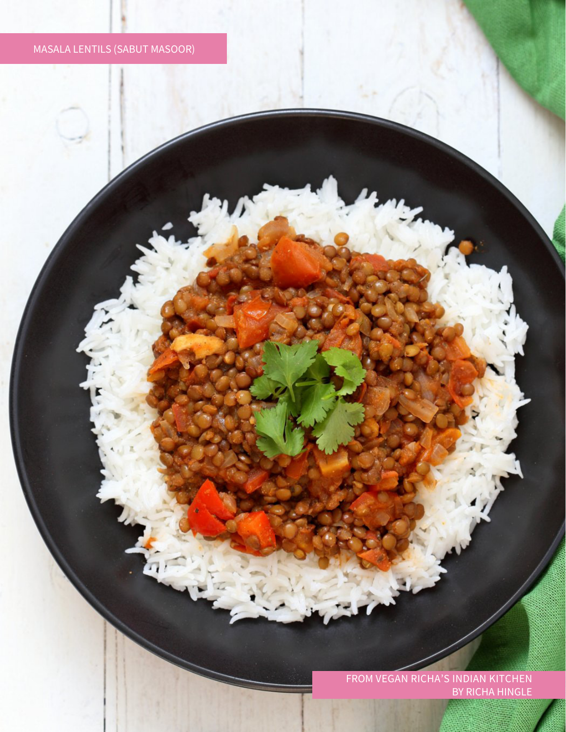# MASALA LENTILS (SABUT MASOOR)

FROM VEGAN RICHA'S INDIAN KITCHEN
BY RICHA HINGLE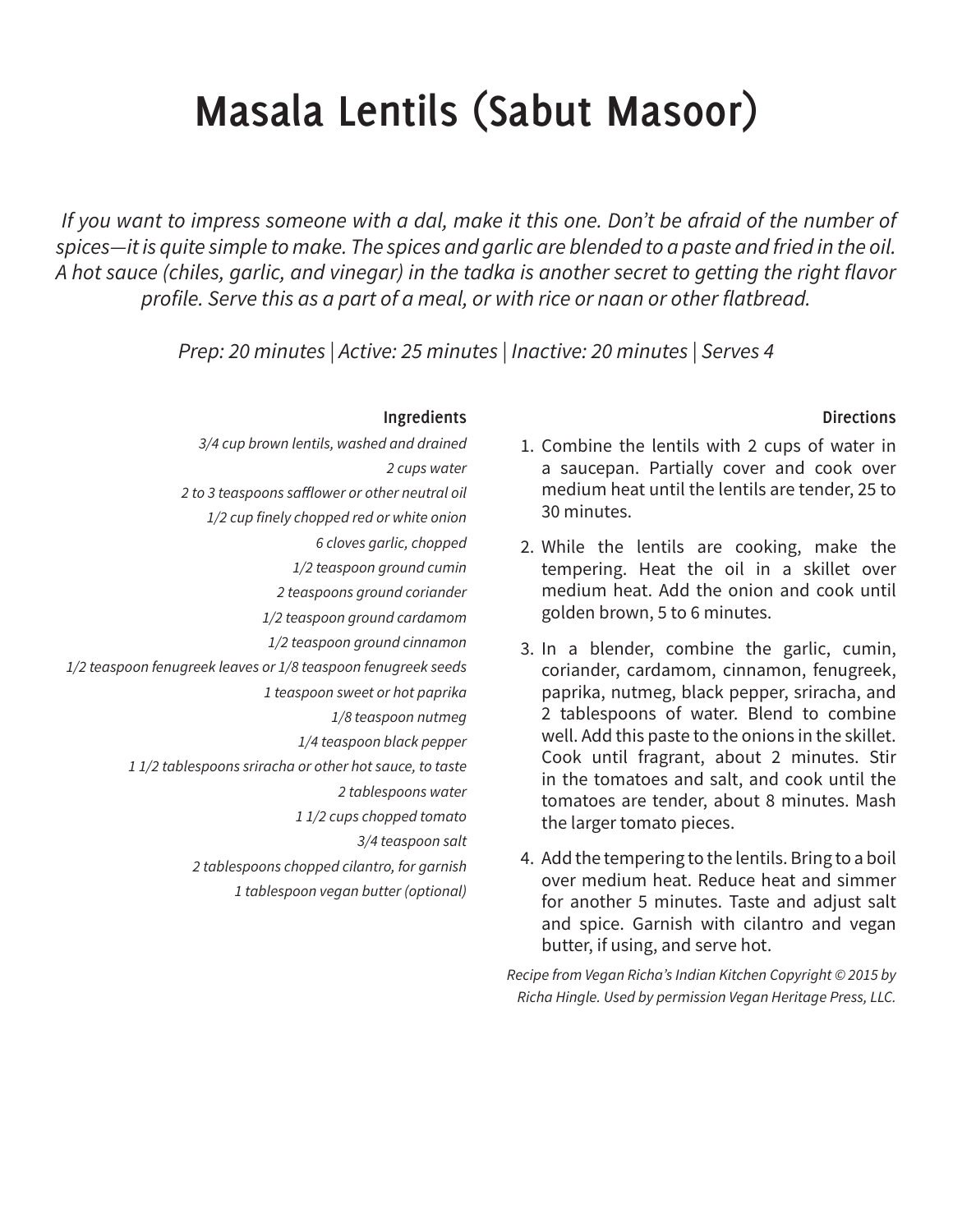# Masala Lentils (Sabut Masoor)

*If you want to impress someone with a dal, make it this one. Don't be afraid of the number of spices—it is quite simple to make. The spices and garlic are blended to a paste and fried in the oil. A hot sauce (chiles, garlic, and vinegar) in the tadka is another secret to getting the right flavor profile. Serve this as a part of a meal, or with rice or naan or other flatbread.*

*Prep: 20 minutes | Active: 25 minutes | Inactive: 20 minutes | Serves 4*

**Ingredients**

*3/4 cup brown lentils, washed and drained*
*2 cups water*
*2 to 3 teaspoons safflower or other neutral oil*
*1/2 cup finely chopped red or white onion*
*6 cloves garlic, chopped*
*1/2 teaspoon ground cumin*
*2 teaspoons ground coriander*
*1/2 teaspoon ground cardamom*
*1/2 teaspoon ground cinnamon*
*1/2 teaspoon fenugreek leaves or 1/8 teaspoon fenugreek seeds*
*1 teaspoon sweet or hot paprika*
*1/8 teaspoon nutmeg*
*1/4 teaspoon black pepper*
*1 1/2 tablespoons sriracha or other hot sauce, to taste*
*2 tablespoons water*
*1 1/2 cups chopped tomato*
*3/4 teaspoon salt*
*2 tablespoons chopped cilantro, for garnish*
*1 tablespoon vegan butter (optional)*

**Directions**

1. Combine the lentils with 2 cups of water in a saucepan. Partially cover and cook over medium heat until the lentils are tender, 25 to 30 minutes.
2. While the lentils are cooking, make the tempering. Heat the oil in a skillet over medium heat. Add the onion and cook until golden brown, 5 to 6 minutes.
3. In a blender, combine the garlic, cumin, coriander, cardamom, cinnamon, fenugreek, paprika, nutmeg, black pepper, sriracha, and 2 tablespoons of water. Blend to combine well. Add this paste to the onions in the skillet. Cook until fragrant, about 2 minutes. Stir in the tomatoes and salt, and cook until the tomatoes are tender, about 8 minutes. Mash the larger tomato pieces.
4. Add the tempering to the lentils. Bring to a boil over medium heat. Reduce heat and simmer for another 5 minutes. Taste and adjust salt and spice. Garnish with cilantro and vegan butter, if using, and serve hot.

*Recipe from Vegan Richa's Indian Kitchen Copyright © 2015 by Richa Hingle. Used by permission Vegan Heritage Press, LLC.*